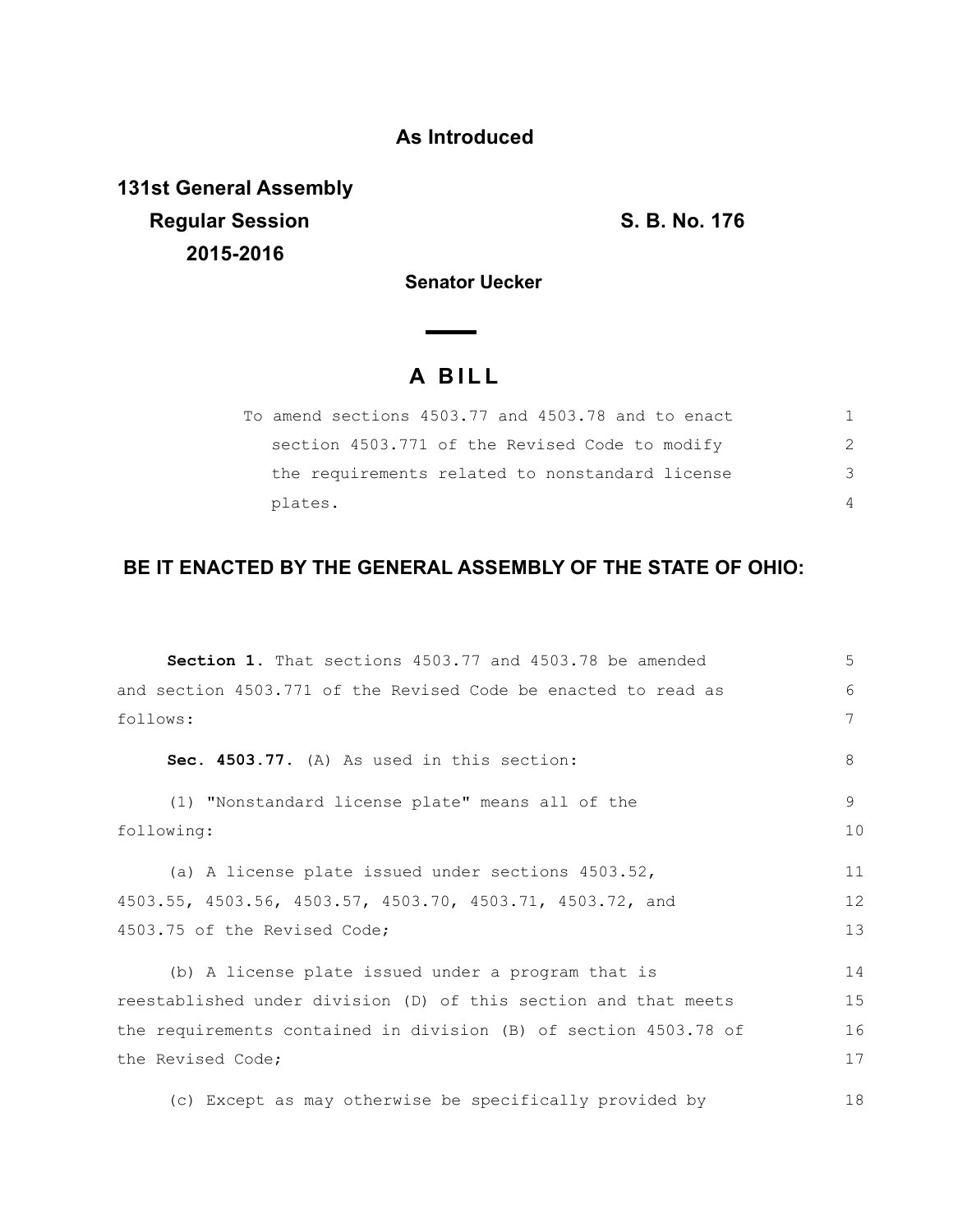**As Introduced**

**131st General Assembly**
**Regular Session** **S. B. No. 176**
**2015-2016**

**Senator Uecker**

# A BILL

To amend sections 4503.77 and 4503.78 and to enact section 4503.771 of the Revised Code to modify the requirements related to nonstandard license plates.

## BE IT ENACTED BY THE GENERAL ASSEMBLY OF THE STATE OF OHIO:

**Section 1.** That sections 4503.77 and 4503.78 be amended and section 4503.771 of the Revised Code be enacted to read as follows:

**Sec. 4503.77.** (A) As used in this section:

(1) "Nonstandard license plate" means all of the following:

(a) A license plate issued under sections 4503.52, 4503.55, 4503.56, 4503.57, 4503.70, 4503.71, 4503.72, and 4503.75 of the Revised Code;

(b) A license plate issued under a program that is reestablished under division (D) of this section and that meets the requirements contained in division (B) of section 4503.78 of the Revised Code;

(c) Except as may otherwise be specifically provided by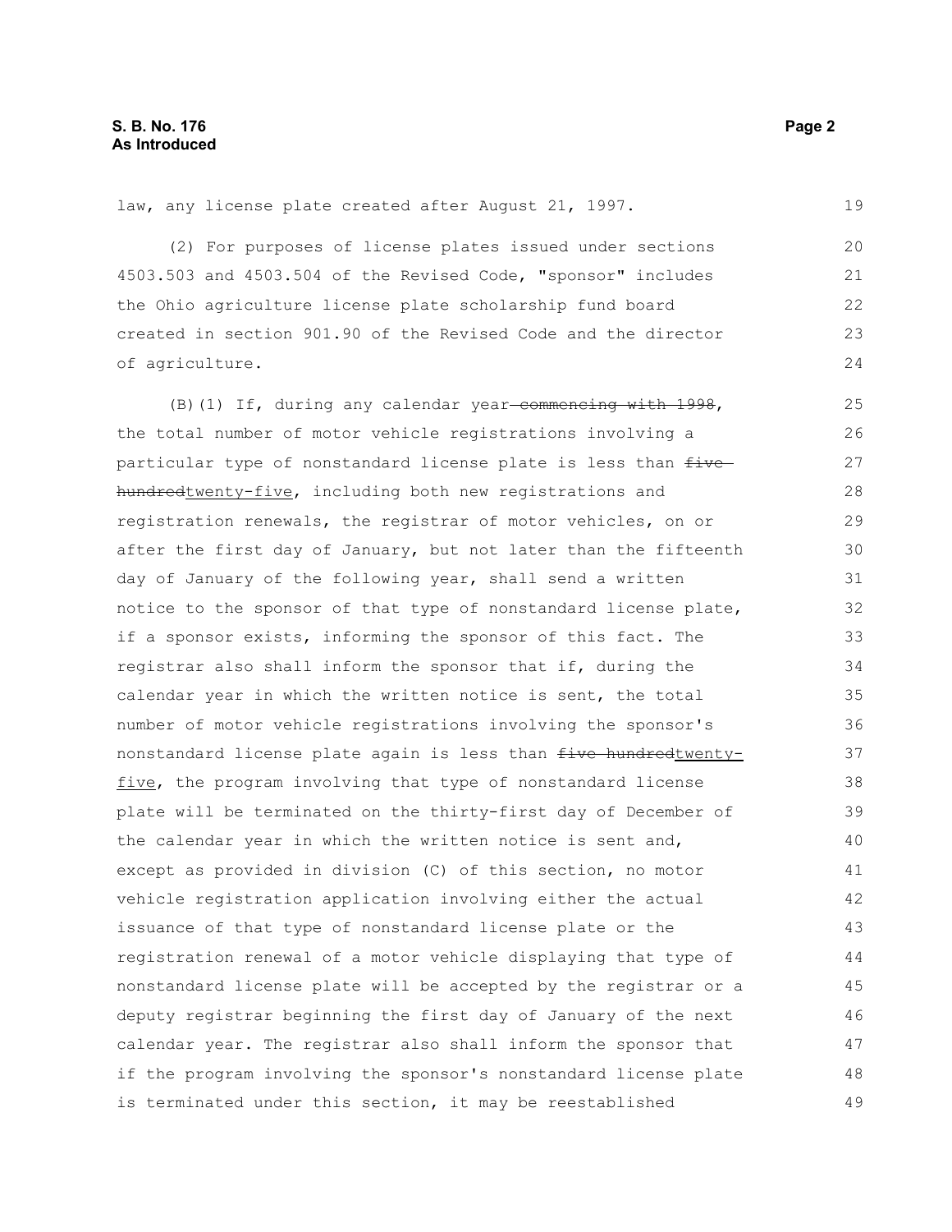law, any license plate created after August 21, 1997.

(2) For purposes of license plates issued under sections 4503.503 and 4503.504 of the Revised Code, "sponsor" includes the Ohio agriculture license plate scholarship fund board created in section 901.90 of the Revised Code and the director of agriculture.

(B)(1) If, during any calendar year ~~commencing with 1998~~, the total number of motor vehicle registrations involving a particular type of nonstandard license plate is less than ~~five hundred~~twenty-five, including both new registrations and registration renewals, the registrar of motor vehicles, on or after the first day of January, but not later than the fifteenth day of January of the following year, shall send a written notice to the sponsor of that type of nonstandard license plate, if a sponsor exists, informing the sponsor of this fact. The registrar also shall inform the sponsor that if, during the calendar year in which the written notice is sent, the total number of motor vehicle registrations involving the sponsor's nonstandard license plate again is less than ~~five hundred~~twenty-five, the program involving that type of nonstandard license plate will be terminated on the thirty-first day of December of the calendar year in which the written notice is sent and, except as provided in division (C) of this section, no motor vehicle registration application involving either the actual issuance of that type of nonstandard license plate or the registration renewal of a motor vehicle displaying that type of nonstandard license plate will be accepted by the registrar or a deputy registrar beginning the first day of January of the next calendar year. The registrar also shall inform the sponsor that if the program involving the sponsor's nonstandard license plate is terminated under this section, it may be reestablished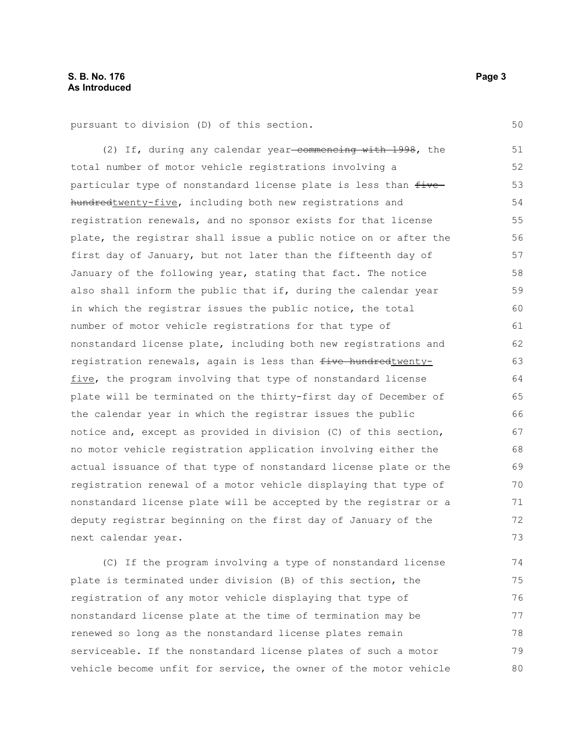pursuant to division (D) of this section.

(2) If, during any calendar year ~~commencing with 1998~~, the total number of motor vehicle registrations involving a particular type of nonstandard license plate is less than ~~five hundred~~<u>twenty-five</u>, including both new registrations and registration renewals, and no sponsor exists for that license plate, the registrar shall issue a public notice on or after the first day of January, but not later than the fifteenth day of January of the following year, stating that fact. The notice also shall inform the public that if, during the calendar year in which the registrar issues the public notice, the total number of motor vehicle registrations for that type of nonstandard license plate, including both new registrations and registration renewals, again is less than ~~five hundred~~<u>twenty-five</u>, the program involving that type of nonstandard license plate will be terminated on the thirty-first day of December of the calendar year in which the registrar issues the public notice and, except as provided in division (C) of this section, no motor vehicle registration application involving either the actual issuance of that type of nonstandard license plate or the registration renewal of a motor vehicle displaying that type of nonstandard license plate will be accepted by the registrar or a deputy registrar beginning on the first day of January of the next calendar year.

(C) If the program involving a type of nonstandard license plate is terminated under division (B) of this section, the registration of any motor vehicle displaying that type of nonstandard license plate at the time of termination may be renewed so long as the nonstandard license plates remain serviceable. If the nonstandard license plates of such a motor vehicle become unfit for service, the owner of the motor vehicle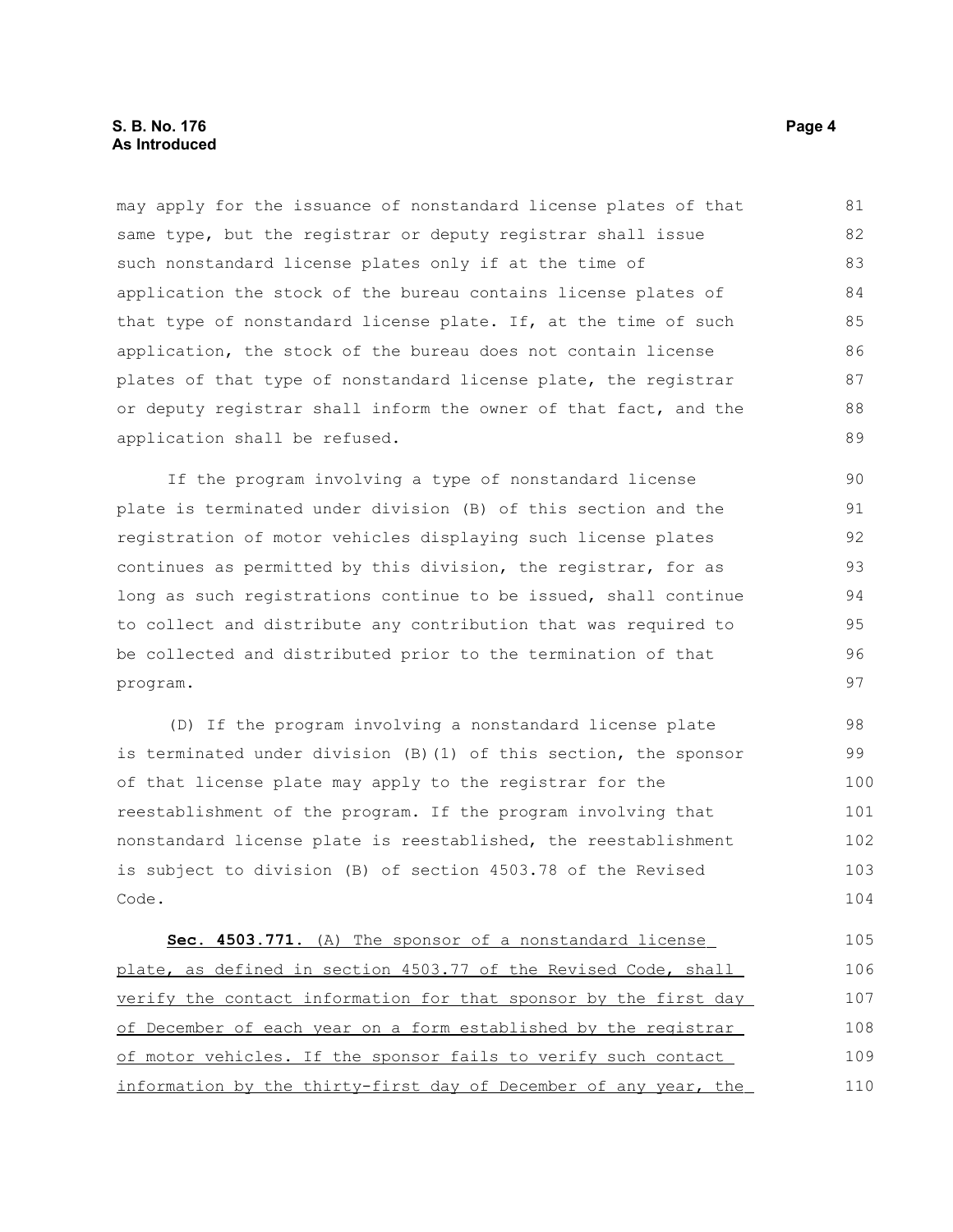may apply for the issuance of nonstandard license plates of that same type, but the registrar or deputy registrar shall issue such nonstandard license plates only if at the time of application the stock of the bureau contains license plates of that type of nonstandard license plate. If, at the time of such application, the stock of the bureau does not contain license plates of that type of nonstandard license plate, the registrar or deputy registrar shall inform the owner of that fact, and the application shall be refused.

If the program involving a type of nonstandard license plate is terminated under division (B) of this section and the registration of motor vehicles displaying such license plates continues as permitted by this division, the registrar, for as long as such registrations continue to be issued, shall continue to collect and distribute any contribution that was required to be collected and distributed prior to the termination of that program.

(D) If the program involving a nonstandard license plate is terminated under division (B)(1) of this section, the sponsor of that license plate may apply to the registrar for the reestablishment of the program. If the program involving that nonstandard license plate is reestablished, the reestablishment is subject to division (B) of section 4503.78 of the Revised Code.

**Sec. 4503.771.** <u>(A) The sponsor of a nonstandard license plate, as defined in section 4503.77 of the Revised Code, shall verify the contact information for that sponsor by the first day of December of each year on a form established by the registrar of motor vehicles. If the sponsor fails to verify such contact information by the thirty-first day of December of any year, the</u>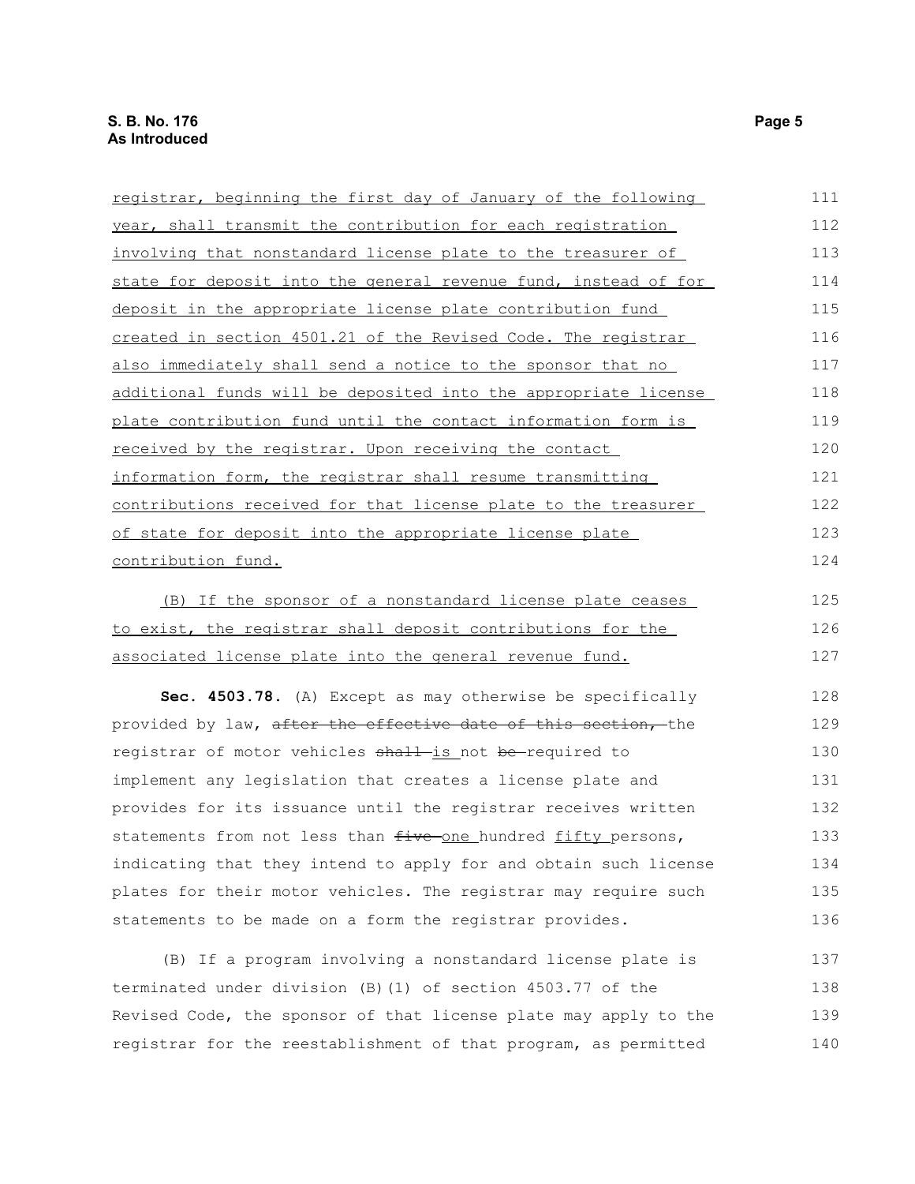registrar, beginning the first day of January of the following year, shall transmit the contribution for each registration involving that nonstandard license plate to the treasurer of state for deposit into the general revenue fund, instead of for deposit in the appropriate license plate contribution fund created in section 4501.21 of the Revised Code. The registrar also immediately shall send a notice to the sponsor that no additional funds will be deposited into the appropriate license plate contribution fund until the contact information form is received by the registrar. Upon receiving the contact information form, the registrar shall resume transmitting contributions received for that license plate to the treasurer of state for deposit into the appropriate license plate contribution fund.

(B) If the sponsor of a nonstandard license plate ceases to exist, the registrar shall deposit contributions for the associated license plate into the general revenue fund.

**Sec. 4503.78.** (A) Except as may otherwise be specifically provided by law, ~~after the effective date of this section,~~ the registrar of motor vehicles ~~shall~~ is not ~~be~~ required to implement any legislation that creates a license plate and provides for its issuance until the registrar receives written statements from not less than ~~five~~ one hundred fifty persons, indicating that they intend to apply for and obtain such license plates for their motor vehicles. The registrar may require such statements to be made on a form the registrar provides.

(B) If a program involving a nonstandard license plate is terminated under division (B)(1) of section 4503.77 of the Revised Code, the sponsor of that license plate may apply to the registrar for the reestablishment of that program, as permitted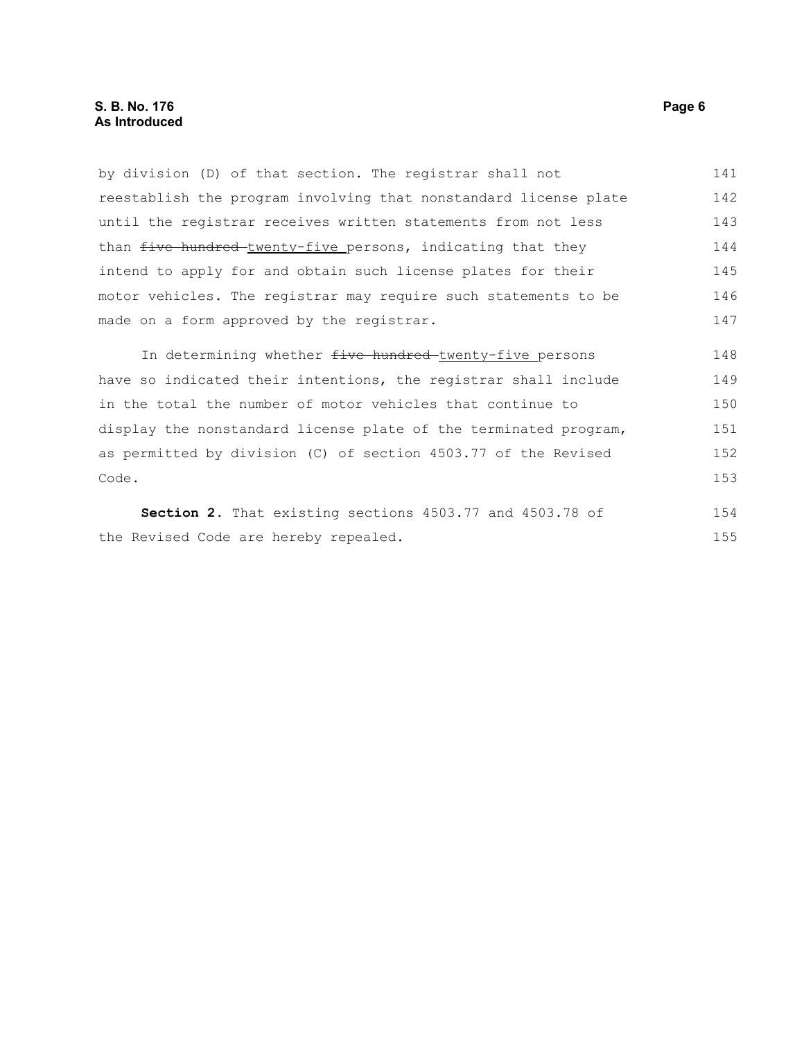by division (D) of that section. The registrar shall not reestablish the program involving that nonstandard license plate until the registrar receives written statements from not less than ~~five hundred~~ twenty-five persons, indicating that they intend to apply for and obtain such license plates for their motor vehicles. The registrar may require such statements to be made on a form approved by the registrar.

In determining whether ~~five hundred~~ twenty-five persons have so indicated their intentions, the registrar shall include in the total the number of motor vehicles that continue to display the nonstandard license plate of the terminated program, as permitted by division (C) of section 4503.77 of the Revised Code.

**Section 2.** That existing sections 4503.77 and 4503.78 of the Revised Code are hereby repealed.